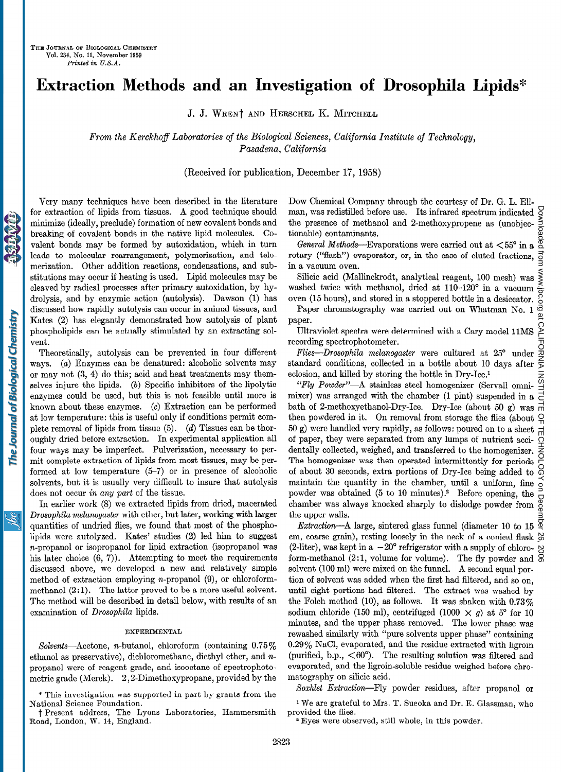# Extraction Methods and an Investigation of Drosophila Lipids*

J. J. Wren† and Herschel K. Mitchell

*From the Kerckhoff Laboratories of the Biological Sciences, California Institute of Technology, Pasadena, California*

(Received for publication, December 17, 1958)

Very many techniques have been described in the literature for extraction of lipids from tissues. A good technique should minimize (ideally, preclude) formation of new covalent bonds and breaking of covalent bonds in the native lipid molecules. Covalent bonds may be formed by autoxidation, which in turn leads to molecular rearrangement, polymerization, and telomerization. Other addition reactions, condensations, and substitutions may occur if heating is used. Lipid molecules may be cleaved by radical processes after primary autoxidation, by hydrolysis, and by enzymic action (autolysis). Dawson (1) has discussed how rapidly autolysis can occur in animal tissues, and Kates (2) has elegantly demonstrated how autolysis of plant phospholipids can be actually stimulated by an extracting solvent.

Theoretically, autolysis can be prevented in four different ways. (*a*) Enzymes can be denatured: alcoholic solvents may or may not (3, 4) do this; acid and heat treatments may themselves injure the lipids. (*b*) Specific inhibitors of the lipolytic enzymes could be used, but this is not feasible until more is known about these enzymes. (*c*) Extraction can be performed at low temperature: this is useful only if conditions permit complete removal of lipids from tissue (5). (*d*) Tissues can be thoroughly dried before extraction. In experimental application all four ways may be imperfect. Pulverization, necessary to permit complete extraction of lipids from most tissues, may be performed at low temperature (5–7) or in presence of alcoholic solvents, but it is usually very difficult to insure that autolysis does not occur *in any part* of the tissue.

In earlier work (8) we extracted lipids from dried, macerated *Drosophila melanogaster* with ether, but later, working with larger quantities of undried flies, we found that most of the phospholipids were autolyzed. Kates' studies (2) led him to suggest *n*-propanol or isopropanol for lipid extraction (isopropanol was his later choice (6, 7)). Attempting to meet the requirements discussed above, we developed a new and relatively simple method of extraction employing *n*-propanol (9), or chloroform-methanol (2:1). The latter proved to be a more useful solvent. The method will be described in detail below, with results of an examination of *Drosophila* lipids.

## EXPERIMENTAL

*Solvents*—Acetone, *n*-butanol, chloroform (containing 0.75% ethanol as preservative), dichloromethane, diethyl ether, and *n*-propanol were of reagent grade, and isooctane of spectrophotometric grade (Merck). 2,2-Dimethoxypropane, provided by the Dow Chemical Company through the courtesy of Dr. G. L. Ellman, was redistilled before use. Its infrared spectrum indicated the presence of methanol and 2-methoxypropene as (unobjectionable) contaminants.

*General Methods*—Evaporations were carried out at <55° in a rotary ("flash") evaporator, or, in the case of eluted fractions, in a vacuum oven.

Silicic acid (Mallinckrodt, analytical reagent, 100 mesh) was washed twice with methanol, dried at 110–120° in a vacuum oven (15 hours), and stored in a stoppered bottle in a desiccator.

Paper chromatography was carried out on Whatman No. 1 paper.

Ultraviolet spectra were determined with a Cary model 11MS recording spectrophotometer.

*Flies*—*Drosophila melanogaster* were cultured at 25° under standard conditions, collected in a bottle about 10 days after eclosion, and killed by storing the bottle in Dry-Ice.[1]

*"Fly Powder"*—A stainless steel homogenizer (Servall omnimixer) was arranged with the chamber (1 pint) suspended in a bath of 2-methoxyethanol-Dry-Ice. Dry-Ice (about 50 g) was then powdered in it. On removal from storage the flies (about 50 g) were handled very rapidly, as follows: poured on to a sheet of paper, they were separated from any lumps of nutrient accidentally collected, weighed, and transferred to the homogenizer. The homogenizer was then operated intermittently for periods of about 30 seconds, extra portions of Dry-Ice being added to maintain the quantity in the chamber, until a uniform, fine powder was obtained (5 to 10 minutes).[2] Before opening, the chamber was always knocked sharply to dislodge powder from the upper walls.

*Extraction*—A large, sintered glass funnel (diameter 10 to 15 cm, coarse grain), resting loosely in the neck of a conical flask (2-liter), was kept in a −20° refrigerator with a supply of chloroform-methanol (2:1, volume for volume). The fly powder and solvent (100 ml) were mixed on the funnel. A second equal portion of solvent was added when the first had filtered, and so on, until eight portions had filtered. The extract was washed by the Folch method (10), as follows. It was shaken with 0.73% sodium chloride (150 ml), centrifuged (1000 × *g*) at 5° for 10 minutes, and the upper phase removed. The lower phase was rewashed similarly with "pure solvents upper phase" containing 0.29% NaCl, evaporated, and the residue extracted with ligroin (purified, b.p., <60°). The resulting solution was filtered and evaporated, and the ligroin-soluble residue weighed before chromatography on silicic acid.

*Soxhlet Extraction*—Fly powder residues, after propanol or

\* This investigation was supported in part by grants from the National Science Foundation.

† Present address, The Lyons Laboratories, Hammersmith Road, London, W. 14, England.

[1] We are grateful to Mrs. T. Sueoka and Dr. E. Glassman, who provided the flies.

[2] Eyes were observed, still whole, in this powder.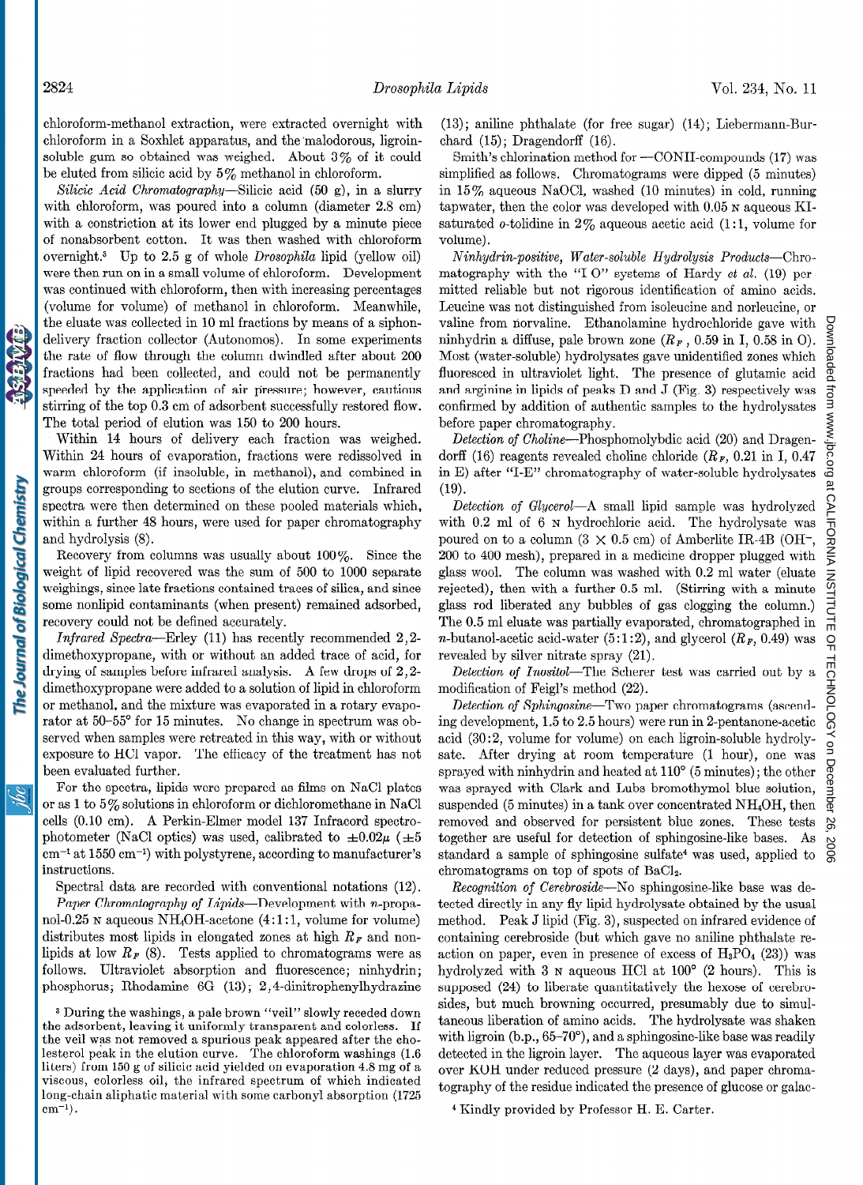chloroform-methanol extraction, were extracted overnight with chloroform in a Soxhlet apparatus, and the malodorous, ligroin-soluble gum so obtained was weighed. About 3% of it could be eluted from silicic acid by 5% methanol in chloroform.

*Silicic Acid Chromatography*—Silicic acid (50 g), in a slurry with chloroform, was poured into a column (diameter 2.8 cm) with a constriction at its lower end plugged by a minute piece of nonabsorbent cotton. It was then washed with chloroform overnight.[3] Up to 2.5 g of whole *Drosophila* lipid (yellow oil) were then run on in a small volume of chloroform. Development was continued with chloroform, then with increasing percentages (volume for volume) of methanol in chloroform. Meanwhile, the eluate was collected in 10 ml fractions by means of a siphon-delivery fraction collector (Autonomos). In some experiments the rate of flow through the column dwindled after about 200 fractions had been collected, and could not be permanently speeded by the application of air pressure; however, cautious stirring of the top 0.3 cm of adsorbent successfully restored flow. The total period of elution was 150 to 200 hours.

Within 14 hours of delivery each fraction was weighed. Within 24 hours of evaporation, fractions were redissolved in warm chloroform (if insoluble, in methanol), and combined in groups corresponding to sections of the elution curve. Infrared spectra were then determined on these pooled materials which, within a further 48 hours, were used for paper chromatography and hydrolysis (8).

Recovery from columns was usually about 100%. Since the weight of lipid recovered was the sum of 500 to 1000 separate weighings, since late fractions contained traces of silica, and since some nonlipid contaminants (when present) remained adsorbed, recovery could not be defined accurately.

*Infrared Spectra*—Erley (11) has recently recommended 2,2-dimethoxypropane, with or without an added trace of acid, for drying of samples before infrared analysis. A few drops of 2,2-dimethoxypropane were added to a solution of lipid in chloroform or methanol, and the mixture was evaporated in a rotary evaporator at 50–55° for 15 minutes. No change in spectrum was observed when samples were retreated in this way, with or without exposure to HCl vapor. The efficacy of the treatment has not been evaluated further.

For the spectra, lipids were prepared as films on NaCl plates or as 1 to 5% solutions in chloroform or dichloromethane in NaCl cells (0.10 cm). A Perkin-Elmer model 137 Infracord spectrophotometer (NaCl optics) was used, calibrated to $\pm 0.02\mu$ ($\pm 5$ cm$^{-1}$ at 1550 cm$^{-1}$) with polystyrene, according to manufacturer's instructions.

Spectral data are recorded with conventional notations (12).

*Paper Chromatography of Lipids*—Development with *n*-propanol-0.25 N aqueous $NH_4OH$-acetone (4:1:1, volume for volume) distributes most lipids in elongated zones at high $R_F$ and nonlipids at low $R_F$ (8). Tests applied to chromatograms were as follows. Ultraviolet absorption and fluorescence; ninhydrin; phosphorus; Rhodamine 6G (13); 2,4-dinitrophenylhydrazine (13); aniline phthalate (for free sugar) (14); Liebermann-Burchard (15); Dragendorff (16).

Smith's chlorination method for —CONH-compounds (17) was simplified as follows. Chromatograms were dipped (5 minutes) in 15% aqueous NaOCl, washed (10 minutes) in cold, running tapwater, then the color was developed with 0.05 N aqueous KI-saturated *o*-tolidine in 2% aqueous acetic acid (1:1, volume for volume).

*Ninhydrin-positive, Water-soluble Hydrolysis Products*—Chromatography with the "I O" systems of Hardy *et al.* (19) permitted reliable but not rigorous identification of amino acids. Leucine was not distinguished from isoleucine and norleucine, or valine from norvaline. Ethanolamine hydrochloride gave with ninhydrin a diffuse, pale brown zone ($R_F$, 0.59 in I, 0.58 in O). Most (water-soluble) hydrolysates gave unidentified zones which fluoresced in ultraviolet light. The presence of glutamic acid and arginine in lipids of peaks D and J (Fig. 3) respectively was confirmed by addition of authentic samples to the hydrolysates before paper chromatography.

*Detection of Choline*—Phosphomolybdic acid (20) and Dragendorff (16) reagents revealed choline chloride ($R_F$, 0.21 in I, 0.47 in E) after "I-E" chromatography of water-soluble hydrolysates (19).

*Detection of Glycerol*—A small lipid sample was hydrolyzed with 0.2 ml of 6 N hydrochloric acid. The hydrolysate was poured on to a column (3 × 0.5 cm) of Amberlite IR-4B ($OH^-$, 200 to 400 mesh), prepared in a medicine dropper plugged with glass wool. The column was washed with 0.2 ml water (eluate rejected), then with a further 0.5 ml. (Stirring with a minute glass rod liberated any bubbles of gas clogging the column.) The 0.5 ml eluate was partially evaporated, chromatographed in *n*-butanol-acetic acid-water (5:1:2), and glycerol ($R_F$, 0.49) was revealed by silver nitrate spray (21).

*Detection of Inositol*—The Scherer test was carried out by a modification of Feigl's method (22).

*Detection of Sphingosine*—Two paper chromatograms (ascending development, 1.5 to 2.5 hours) were run in 2-pentanone-acetic acid (30:2, volume for volume) on each ligroin-soluble hydrolysate. After drying at room temperature (1 hour), one was sprayed with ninhydrin and heated at 110° (5 minutes); the other was sprayed with Clark and Lubs bromothymol blue solution, suspended (5 minutes) in a tank over concentrated $NH_4OH$, then removed and observed for persistent blue zones. These tests together are useful for detection of sphingosine-like bases. As standard a sample of sphingosine sulfate[4] was used, applied to chromatograms on top of spots of $BaCl_2$.

*Recognition of Cerebroside*—No sphingosine-like base was detected directly in any fly lipid hydrolysate obtained by the usual method. Peak J lipid (Fig. 3), suspected on infrared evidence of containing cerebroside (but which gave no aniline phthalate reaction on paper, even in presence of excess of $H_3PO_4$ (23)) was hydrolyzed with 3 N aqueous HCl at 100° (2 hours). This is supposed (24) to liberate quantitatively the hexose of cerebrosides, but much browning occurred, presumably due to simultaneous liberation of amino acids. The hydrolysate was shaken with ligroin (b.p., 65–70°), and a sphingosine-like base was readily detected in the ligroin layer. The aqueous layer was evaporated over KOH under reduced pressure (2 days), and paper chromatography of the residue indicated the presence of glucose or galac-

[3] During the washings, a pale brown "veil" slowly receded down the adsorbent, leaving it uniformly transparent and colorless. If the veil was not removed a spurious peak appeared after the cholesterol peak in the elution curve. The chloroform washings (1.6 liters) from 150 g of silicic acid yielded on evaporation 4.8 mg of a viscous, colorless oil, the infrared spectrum of which indicated long-chain aliphatic material with some carbonyl absorption (1725 cm$^{-1}$).

[4] Kindly provided by Professor H. E. Carter.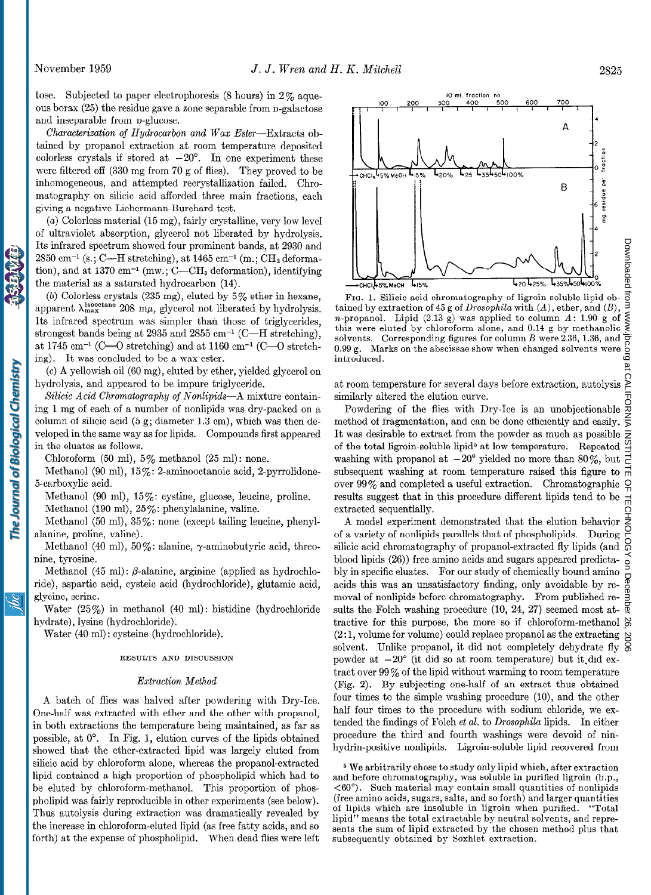tose. Subjected to paper electrophoresis (8 hours) in 2% aqueous borax (25) the residue gave a zone separable from D-galactose and inseparable from D-glucose.

*Characterization of Hydrocarbon and Wax Ester*—Extracts obtained by propanol extraction at room temperature deposited colorless crystals if stored at −20°. In one experiment these were filtered off (330 mg from 70 g of flies). They proved to be inhomogeneous, and attempted recrystallization failed. Chromatography on silicic acid afforded three main fractions, each giving a negative Liebermann-Burchard test.

(*a*) Colorless material (15 mg), fairly crystalline, very low level of ultraviolet absorption, glycerol not liberated by hydrolysis. Its infrared spectrum showed four prominent bands, at 2930 and 2850 cm⁻¹ (s.; C—H stretching), at 1465 cm⁻¹ (m.; $CH_2$ deformation), and at 1370 cm⁻¹ (mw.; C—$CH_3$ deformation), identifying the material as a saturated hydrocarbon (14).

(*b*) Colorless crystals (235 mg), eluted by 5% ether in hexane, apparent $\lambda_{max}^{isooctane}$ 208 mμ, glycerol not liberated by hydrolysis. Its infrared spectrum was simpler than those of triglycerides, strongest bands being at 2935 and 2855 cm⁻¹ (C—H stretching), at 1745 cm⁻¹ (C═O stretching) and at 1160 cm⁻¹ (C—O stretching). It was concluded to be a wax ester.

(*c*) A yellowish oil (60 mg), eluted by ether, yielded glycerol on hydrolysis, and appeared to be impure triglyceride.

*Silicic Acid Chromatography of Nonlipids*—A mixture containing 1 mg of each of a number of nonlipids was dry-packed on a column of silicic acid (5 g; diameter 1.3 cm), which was then developed in the same way as for lipids. Compounds first appeared in the eluates as follows.

Chloroform (50 ml), 5% methanol (25 ml): none.

Methanol (90 ml), 15%: 2-aminooctanoic acid, 2-pyrrolidone-5-carboxylic acid.

Methanol (90 ml), 15%: cystine, glucose, leucine, proline.

Methanol (190 ml), 25%: phenylalanine, valine.

Methanol (50 ml), 35%: none (except tailing leucine, phenylalanine, proline, valine).

Methanol (40 ml), 50%: alanine, γ-aminobutyric acid, threonine, tyrosine.

Methanol (45 ml): β-alanine, arginine (applied as hydrochloride), aspartic acid, cysteic acid (hydrochloride), glutamic acid, glycine, serine.

Water (25%) in methanol (40 ml): histidine (hydrochloride hydrate), lysine (hydrochloride).

Water (40 ml): cysteine (hydrochloride).

## RESULTS AND DISCUSSION

### *Extraction Method*

A batch of flies was halved after powdering with Dry-Ice. One-half was extracted with ether and the other with propanol, in both extractions the temperature being maintained, as far as possible, at 0°. In Fig. 1, elution curves of the lipids obtained showed that the ether-extracted lipid was largely eluted from silicic acid by chloroform alone, whereas the propanol-extracted lipid contained a high proportion of phospholipid which had to be eluted by chloroform-methanol. This proportion of phospholipid was fairly reproducible in other experiments (see below). Thus autolysis during extraction was dramatically revealed by the increase in chloroform-eluted lipid (as free fatty acids, and so forth) at the expense of phospholipid. When dead flies were left at room temperature for several days before extraction, autolysis similarly altered the elution curve.

FIG. 1. Silicic acid chromatography of ligroin soluble lipid obtained by extraction of 45 g of *Drosophila* with (*A*), ether, and (*B*), *n*-propanol. Lipid (2.13 g) was applied to column *A*: 1.90 g of this were eluted by chloroform alone, and 0.14 g by methanolic solvents. Corresponding figures for column *B* were 2.36, 1.36, and 0.99 g. Marks on the abscissae show when changed solvents were introduced.

Powdering of the flies with Dry-Ice is an unobjectionable method of fragmentation, and can be done efficiently and easily. It was desirable to extract from the powder as much as possible of the total ligroin-soluble lipid[5] at low temperature. Repeated washing with propanol at −20° yielded no more than 80%, but subsequent washing at room temperature raised this figure to over 99% and completed a useful extraction. Chromatographic results suggest that in this procedure different lipids tend to be extracted sequentially.

A model experiment demonstrated that the elution behavior of a variety of nonlipids parallels that of phospholipids. During silicic acid chromatography of propanol-extracted fly lipids (and blood lipids (26)) free amino acids and sugars appeared predictably in specific eluates. For our study of chemically bound amino acids this was an unsatisfactory finding, only avoidable by removal of nonlipids before chromatography. From published results the Folch washing procedure (10, 24, 27) seemed most attractive for this purpose, the more so if chloroform-methanol (2:1, volume for volume) could replace propanol as the extracting solvent. Unlike propanol, it did not completely dehydrate fly powder at −20° (it did so at room temperature) but it did extract over 99% of the lipid without warming to room temperature (Fig. 2). By subjecting one-half of an extract thus obtained four times to the simple washing procedure (10), and the other half four times to the procedure with sodium chloride, we extended the findings of Folch *et al.* to *Drosophila* lipids. In either procedure the third and fourth washings were devoid of ninhydrin-positive nonlipids. Ligroin-soluble lipid recovered from

[5] We arbitrarily chose to study only lipid which, after extraction and before chromatography, was soluble in purified ligroin (b.p., <60°). Such material may contain small quantities of nonlipids (free amino acids, sugars, salts, and so forth) and larger quantities of lipids which are insoluble in ligroin when purified. "Total lipid" means the total extractable by neutral solvents, and represents the sum of lipid extracted by the chosen method plus that subsequently obtained by Soxhlet extraction.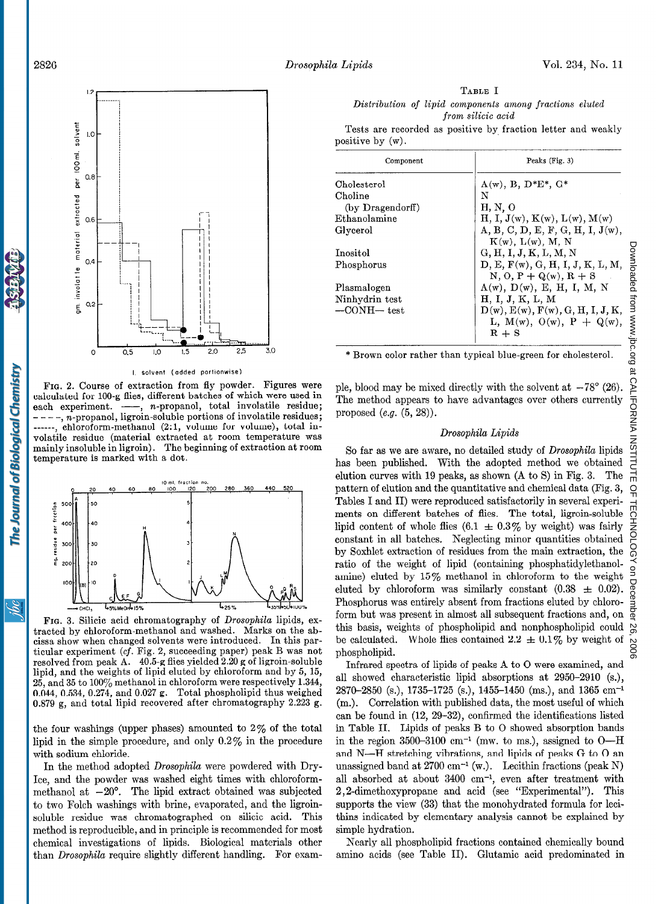Fig. 2. Course of extraction from fly powder. Figures were calculated for 100-g flies, different batches of which were used in each experiment. ——, n-propanol, total involatile residue; – – – –, n-propanol, ligroin-soluble portions of involatile residues; ------, chloroform-methanol (2:1, volume for volume), total involatile residue (material extracted at room temperature was mainly insoluble in ligroin). The beginning of extraction at room temperature is marked with a dot.

Fig. 3. Silicic acid chromatography of *Drosophila* lipids, extracted by chloroform-methanol and washed. Marks on the abscissa show when changed solvents were introduced. In this particular experiment (*cf.* Fig. 2, succeeding paper) peak B was not resolved from peak A. 40.5-g flies yielded 2.20 g of ligroin-soluble lipid, and the weights of lipid eluted by chloroform and by 5, 15, 25, and 35 to 100% methanol in chloroform were respectively 1.344, 0.044, 0.534, 0.274, and 0.027 g. Total phospholipid thus weighed 0.879 g, and total lipid recovered after chromatography 2.223 g.

the four washings (upper phases) amounted to 2% of the total lipid in the simple procedure, and only 0.2% in the procedure with sodium chloride.

In the method adopted *Drosophila* were powdered with Dry-Ice, and the powder was washed eight times with chloroform-methanol at −20°. The lipid extract obtained was subjected to two Folch washings with brine, evaporated, and the ligroin-soluble residue was chromatographed on silicic acid. This method is reproducible, and in principle is recommended for most chemical investigations of lipids. Biological materials other than *Drosophila* require slightly different handling. For example, blood may be mixed directly with the solvent at −78° (26). The method appears to have advantages over others currently proposed (*e.g.* (5, 28)).

Table I

*Distribution of lipid components among fractions eluted from silicic acid*

Tests are recorded as positive by fraction letter and weakly positive by (w).

| Component | Peaks (Fig. 3) |
|---|---|
| Cholesterol | A(w), B, D\*E\*, G\* |
| Choline | N |
| (by Dragendorff) | H, N, O |
| Ethanolamine | H, I, J(w), K(w), L(w), M(w) |
| Glycerol | A, B, C, D, E, F, G, H, I, J(w), K(w), L(w), M, N |
| Inositol | G, H, I, J, K, L, M, N |
| Phosphorus | D, E, F(w), G, H, I, J, K, L, M, N, O, P + Q(w), R + S |
| Plasmalogen | A(w), D(w), E, H, I, M, N |
| Ninhydrin test | H, I, J, K, L, M |
| —CONH— test | D(w), E(w), F(w), G, H, I, J, K, L, M(w), O(w), P + Q(w), R + S |

\* Brown color rather than typical blue-green for cholesterol.

### *Drosophila Lipids*

So far as we are aware, no detailed study of *Drosophila* lipids has been published. With the adopted method we obtained elution curves with 19 peaks, as shown (A to S) in Fig. 3. The pattern of elution and the quantitative and chemical data (Fig. 3, Tables I and II) were reproduced satisfactorily in several experiments on different batches of flies. The total, ligroin-soluble lipid content of whole flies (6.1 ± 0.3% by weight) was fairly constant in all batches. Neglecting minor quantities obtained by Soxhlet extraction of residues from the main extraction, the ratio of the weight of lipid (containing phosphatidylethanolamine) eluted by 15% methanol in chloroform to the weight eluted by chloroform was similarly constant (0.38 ± 0.02). Phosphorus was entirely absent from fractions eluted by chloroform but was present in almost all subsequent fractions and, on this basis, weights of phospholipid and nonphospholipid could be calculated. Whole flies contained 2.2 ± 0.1% by weight of phospholipid.

Infrared spectra of lipids of peaks A to O were examined, and all showed characteristic lipid absorptions at 2950–2910 (s.), 2870–2850 (s.), 1735–1725 (s.), 1455–1450 (ms.), and 1365 cm$^{-1}$ (m.). Correlation with published data, the most useful of which can be found in (12, 29–32), confirmed the identifications listed in Table II. Lipids of peaks B to O showed absorption bands in the region 3500–3100 cm$^{-1}$ (mw. to ms.), assigned to O—H and N—H stretching vibrations, and lipids of peaks G to O an unassigned band at 2700 cm$^{-1}$ (w.). Lecithin fractions (peak N) all absorbed at about 3400 cm$^{-1}$, even after treatment with 2,2-dimethoxypropane and acid (see "Experimental"). This supports the view (33) that the monohydrated formula for lecithins indicated by elementary analysis cannot be explained by simple hydration.

Nearly all phospholipid fractions contained chemically bound amino acids (see Table II). Glutamic acid predominated in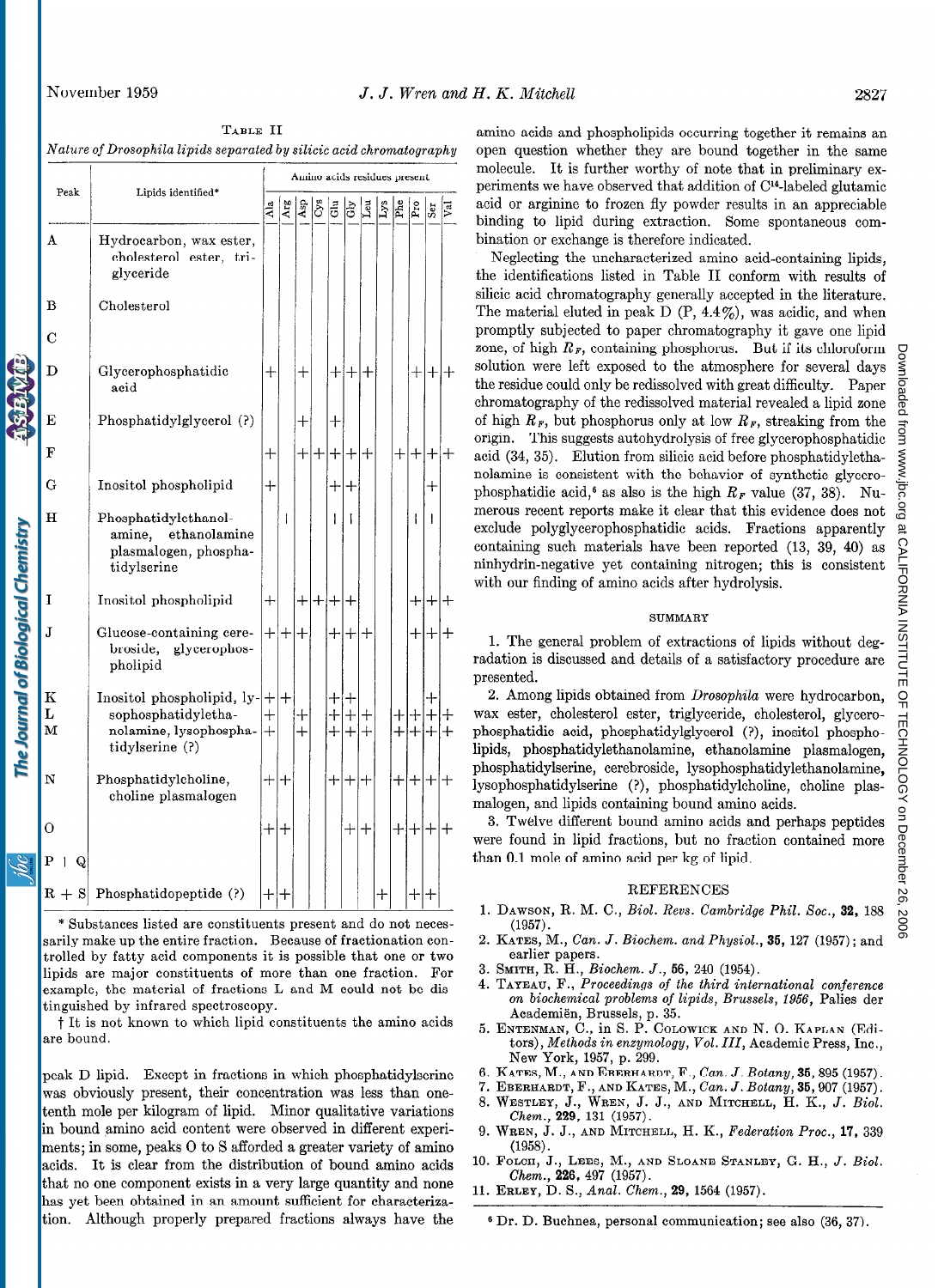Table II

*Nature of Drosophila lipids separated by silicic acid chromatography*

| Peak | Lipids identified* | Amino acids residues present | | | | | | | | | | | |
|---|---|---|---|---|---|---|---|---|---|---|---|---|---|
| | | Ala | Arg | Asp | Cys | Glu | Gly | Leu | Lys | Phe | Pro | Ser | Val |
| A | Hydrocarbon, wax ester, cholesterol ester, triglyceride | | | | | | | | | | | | |
| B | Cholesterol | | | | | | | | | | | | |
| C | | | | | | | | | | | | | |
| D | Glycerophosphatidic acid | + | | + | | + | + | + | | | + | + | + |
| E | Phosphatidylglycerol (?) | | | + | | + | | | | | | | |
| F | | + | | + | + | + | + | + | | + | + | + | + |
| G | Inositol phospholipid | + | | | | + | + | | | | | + | |
| H | Phosphatidylethanolamine, ethanolamine plasmalogen, phosphatidylserine | | † | | | † | † | | | | † | † | |
| I | Inositol phospholipid | + | | + | + | + | + | | | | + | + | + |
| J | Glucose-containing cerebroside, glycerophospholipid | + | + | + | | + | + | + | | | + | + | + |
| K | Inositol phospholipid, lysophosphatidylethanolamine, lysophosphatidylserine (?) | + | + | | | + | + | | | | | + | |
| L | | + | | + | | + | + | + | | + | + | + | + |
| M | | + | | + | | + | + | + | | + | + | + | + |
| N | Phosphatidylcholine, choline plasmalogen | + | + | | | + | + | + | | + | + | + | + |
| O | | + | + | | | | + | + | | + | + | + | + |
| P + Q | | | | | | | | | | | | | |
| R + S | Phosphatidopeptide (?) | + | + | | | | | | + | | + | + | |

\* Substances listed are constituents present and do not necessarily make up the entire fraction. Because of fractionation controlled by fatty acid components it is possible that one or two lipids are major constituents of more than one fraction. For example, the material of fractions L and M could not be distinguished by infrared spectroscopy.

† It is not known to which lipid constituents the amino acids are bound.

peak D lipid. Except in fractions in which phosphatidylserine was obviously present, their concentration was less than one-tenth mole per kilogram of lipid. Minor qualitative variations in bound amino acid content were observed in different experiments; in some, peaks O to S afforded a greater variety of amino acids. It is clear from the distribution of bound amino acids that no one component exists in a very large quantity and none has yet been obtained in an amount sufficient for characterization. Although properly prepared fractions always have the amino acids and phospholipids occurring together it remains an open question whether they are bound together in the same molecule. It is further worthy of note that in preliminary experiments we have observed that addition of $C^{14}$-labeled glutamic acid or arginine to frozen fly powder results in an appreciable binding to lipid during extraction. Some spontaneous combination or exchange is therefore indicated.

Neglecting the uncharacterized amino acid-containing lipids, the identifications listed in Table II conform with results of silicic acid chromatography generally accepted in the literature. The material eluted in peak D (P, 4.4%), was acidic, and when promptly subjected to paper chromatography it gave one lipid zone, of high $R_F$, containing phosphorus. But if its chloroform solution were left exposed to the atmosphere for several days the residue could only be redissolved with great difficulty. Paper chromatography of the redissolved material revealed a lipid zone of high $R_F$, but phosphorus only at low $R_F$, streaking from the origin. This suggests autohydrolysis of free glycerophosphatidic acid (34, 35). Elution from silicic acid before phosphatidylethanolamine is consistent with the behavior of synthetic glycerophosphatidic acid,[6] as also is the high $R_F$ value (37, 38). Numerous recent reports make it clear that this evidence does not exclude polyglycerophosphatidic acids. Fractions apparently containing such materials have been reported (13, 39, 40) as ninhydrin-negative yet containing nitrogen; this is consistent with our finding of amino acids after hydrolysis.

## SUMMARY

1. The general problem of extractions of lipids without degradation is discussed and details of a satisfactory procedure are presented.

2. Among lipids obtained from *Drosophila* were hydrocarbon, wax ester, cholesterol ester, triglyceride, cholesterol, glycerophosphatidic acid, phosphatidylglycerol (?), inositol phospholipids, phosphatidylethanolamine, ethanolamine plasmalogen, phosphatidylserine, cerebroside, lysophosphatidylethanolamine, lysophosphatidylserine (?), phosphatidylcholine, choline plasmalogen, and lipids containing bound amino acids.

3. Twelve different bound amino acids and perhaps peptides were found in lipid fractions, but no fraction contained more than 0.1 mole of amino acid per kg of lipid.

## REFERENCES

1. Dawson, R. M. C., *Biol. Revs. Cambridge Phil. Soc.*, **32**, 188 (1957).
2. Kates, M., *Can. J. Biochem. and Physiol.*, **35**, 127 (1957); and earlier papers.
3. Smith, R. H., *Biochem. J.*, **56**, 240 (1954).
4. Tayeau, F., *Proceedings of the third international conference on biochemical problems of lipids, Brussels, 1956*, Palies der Academiën, Brussels, p. 35.
5. Entenman, C., in S. P. Colowick and N. O. Kaplan (Editors), *Methods in enzymology, Vol. III*, Academic Press, Inc., New York, 1957, p. 299.
6. Kates, M., and Eberhardt, F., *Can. J. Botany*, **35**, 895 (1957).
7. Eberhardt, F., and Kates, M., *Can. J. Botany*, **35**, 907 (1957).
8. Westley, J., Wren, J. J., and Mitchell, H. K., *J. Biol. Chem.*, **229**, 131 (1957).
9. Wren, J. J., and Mitchell, H. K., *Federation Proc.*, **17**, 339 (1958).
10. Folch, J., Lees, M., and Sloane Stanley, G. H., *J. Biol. Chem.*, **226**, 497 (1957).
11. Erley, D. S., *Anal. Chem.*, **29**, 1564 (1957).

[6] Dr. D. Buchnea, personal communication; see also (36, 37).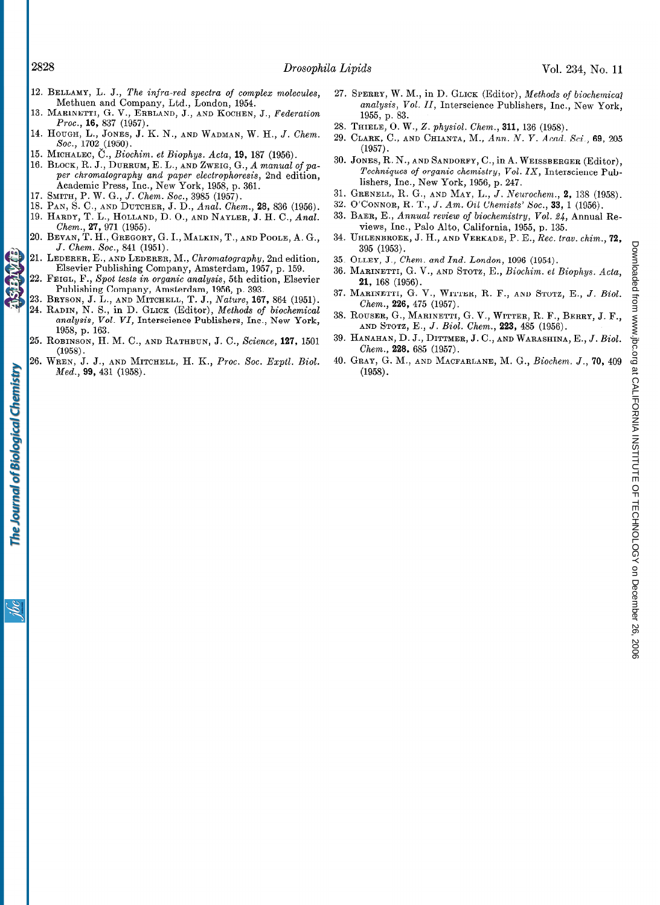12. Bellamy, L. J., *The infra-red spectra of complex molecules*, Methuen and Company, Ltd., London, 1954.
13. Marinetti, G. V., Erbland, J., and Kochen, J., *Federation Proc.*, **16**, 837 (1957).
14. Hough, L., Jones, J. K. N., and Wadman, W. H., *J. Chem. Soc.*, 1702 (1950).
15. Michalec, Č., *Biochim. et Biophys. Acta*, **19**, 187 (1956).
16. Block, R. J., Durrum, E. L., and Zweig, G., *A manual of paper chromatography and paper electrophoresis*, 2nd edition, Academic Press, Inc., New York, 1958, p. 361.
17. Smith, P. W. G., *J. Chem. Soc.*, 3985 (1957).
18. Pan, S. C., and Dutcher, J. D., *Anal. Chem.*, **28**, 836 (1956).
19. Hardy, T. L., Holland, D. O., and Nayler, J. H. C., *Anal. Chem.*, **27**, 971 (1955).
20. Bevan, T. H., Gregory, G. I., Malkin, T., and Poole, A. G., *J. Chem. Soc.*, 841 (1951).
21. Lederer, E., and Lederer, M., *Chromatography*, 2nd edition, Elsevier Publishing Company, Amsterdam, 1957, p. 159.
22. Feigl, F., *Spot tests in organic analysis*, 5th edition, Elsevier Publishing Company, Amsterdam, 1956, p. 393.
23. Bryson, J. L., and Mitchell, T. J., *Nature*, **167**, 864 (1951).
24. Radin, N. S., in D. Glick (Editor), *Methods of biochemical analysis, Vol. VI*, Interscience Publishers, Inc., New York, 1958, p. 163.
25. Robinson, H. M. C., and Rathbun, J. C., *Science*, **127**, 1501 (1958).
26. Wren, J. J., and Mitchell, H. K., *Proc. Soc. Exptl. Biol. Med.*, **99**, 431 (1958).
27. Sperry, W. M., in D. Glick (Editor), *Methods of biochemical analysis, Vol. II*, Interscience Publishers, Inc., New York, 1955, p. 83.
28. Thiele, O. W., *Z. physiol. Chem.*, **311**, 136 (1958).
29. Clark, C., and Chianta, M., *Ann. N. Y. Acad. Sci.*, **69**, 205 (1957).
30. Jones, R. N., and Sandorfy, C., in A. Weissberger (Editor), *Techniques of organic chemistry, Vol. IX*, Interscience Publishers, Inc., New York, 1956, p. 247.
31. Grenell, R. G., and May, L., *J. Neurochem.*, **2**, 138 (1958).
32. O'Connor, R. T., *J. Am. Oil Chemists' Soc.*, **33**, 1 (1956).
33. Baer, E., *Annual review of biochemistry, Vol. 24*, Annual Reviews, Inc., Palo Alto, California, 1955, p. 135.
34. Uhlenbroek, J. H., and Verkade, P. E., *Rec. trav. chim.*, **72**, 395 (1953).
35. Olley, J., *Chem. and Ind. London*, 1096 (1954).
36. Marinetti, G. V., and Stotz, E., *Biochim. et Biophys. Acta*, **21**, 168 (1956).
37. Marinetti, G. V., Witter, R. F., and Stotz, E., *J. Biol. Chem.*, **226**, 475 (1957).
38. Rouser, G., Marinetti, G. V., Witter, R. F., Berry, J. F., and Stotz, E., *J. Biol. Chem.*, **223**, 485 (1956).
39. Hanahan, D. J., Dittmer, J. C., and Warashina, E., *J. Biol. Chem.*, **228**, 685 (1957).
40. Gray, G. M., and Macfarlane, M. G., *Biochem. J.*, **70**, 409 (1958).